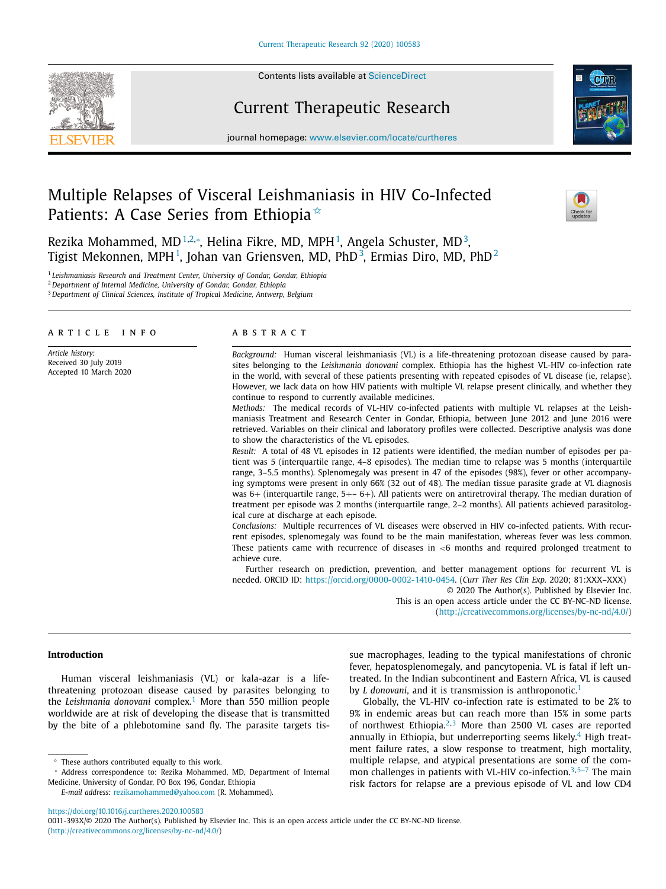# Multiple Relapses of Visceral Leishmaniasis in HIV Co-Infected Patients: A Case Series from Ethiopia ☆

Rezika Mohammed, MD[1,2,*], Helina Fikre, MD, MPH[1], Angela Schuster, MD[3], Tigist Mekonnen, MPH[1], Johan van Griensven, MD, PhD[3], Ermias Diro, MD, PhD[2]

[1] Leishmaniasis Research and Treatment Center, University of Gondar, Gondar, Ethiopia
[2] Department of Internal Medicine, University of Gondar, Gondar, Ethiopia
[3] Department of Clinical Sciences, Institute of Tropical Medicine, Antwerp, Belgium

## ARTICLE INFO

*Article history:*
Received 30 July 2019
Accepted 10 March 2020

## ABSTRACT

*Background:* Human visceral leishmaniasis (VL) is a life-threatening protozoan disease caused by parasites belonging to the *Leishmania donovani* complex. Ethiopia has the highest VL-HIV co-infection rate in the world, with several of these patients presenting with repeated episodes of VL disease (ie, relapse). However, we lack data on how HIV patients with multiple VL relapse present clinically, and whether they continue to respond to currently available medicines.

*Methods:* The medical records of VL-HIV co-infected patients with multiple VL relapses at the Leishmaniasis Treatment and Research Center in Gondar, Ethiopia, between June 2012 and June 2016 were retrieved. Variables on their clinical and laboratory profiles were collected. Descriptive analysis was done to show the characteristics of the VL episodes.

*Result:* A total of 48 VL episodes in 12 patients were identified, the median number of episodes per patient was 5 (interquartile range, 4–8 episodes). The median time to relapse was 5 months (interquartile range, 3–5.5 months). Splenomegaly was present in 47 of the episodes (98%), fever or other accompanying symptoms were present in only 66% (32 out of 48). The median tissue parasite grade at VL diagnosis was 6+ (interquartile range, 5+– 6+). All patients were on antiretroviral therapy. The median duration of treatment per episode was 2 months (interquartile range, 2–2 months). All patients achieved parasitological cure at discharge at each episode.

*Conclusions:* Multiple recurrences of VL diseases were observed in HIV co-infected patients. With recurrent episodes, splenomegaly was found to be the main manifestation, whereas fever was less common. These patients came with recurrence of diseases in <6 months and required prolonged treatment to achieve cure.

Further research on prediction, prevention, and better management options for recurrent VL is needed. ORCID ID: https://orcid.org/0000-0002-1410-0454. (*Curr Ther Res Clin Exp.* 2020; 81:XXX–XXX)

© 2020 The Author(s). Published by Elsevier Inc.
This is an open access article under the CC BY-NC-ND license.
(http://creativecommons.org/licenses/by-nc-nd/4.0/)

## Introduction

Human visceral leishmaniasis (VL) or kala-azar is a life-threatening protozoan disease caused by parasites belonging to the *Leishmania donovani* complex.[1] More than 550 million people worldwide are at risk of developing the disease that is transmitted by the bite of a phlebotomine sand fly. The parasite targets tissue macrophages, leading to the typical manifestations of chronic fever, hepatosplenomegaly, and pancytopenia. VL is fatal if left untreated. In the Indian subcontinent and Eastern Africa, VL is caused by *L donovani*, and it is transmission is anthroponotic.[1]

Globally, the VL-HIV co-infection rate is estimated to be 2% to 9% in endemic areas but can reach more than 15% in some parts of northwest Ethiopia.[2,3] More than 2500 VL cases are reported annually in Ethiopia, but underreporting seems likely.[4] High treatment failure rates, a slow response to treatment, high mortality, multiple relapse, and atypical presentations are some of the common challenges in patients with VL-HIV co-infection.[3,5–7] The main risk factors for relapse are a previous episode of VL and low CD4

☆ These authors contributed equally to this work.
\* Address correspondence to: Rezika Mohammed, MD, Department of Internal Medicine, University of Gondar, PO Box 196, Gondar, Ethiopia
*E-mail address:* rezikamohammed@yahoo.com (R. Mohammed).

https://doi.org/10.1016/j.curtheres.2020.100583
0011-393X/© 2020 The Author(s). Published by Elsevier Inc. This is an open access article under the CC BY-NC-ND license. (http://creativecommons.org/licenses/by-nc-nd/4.0/)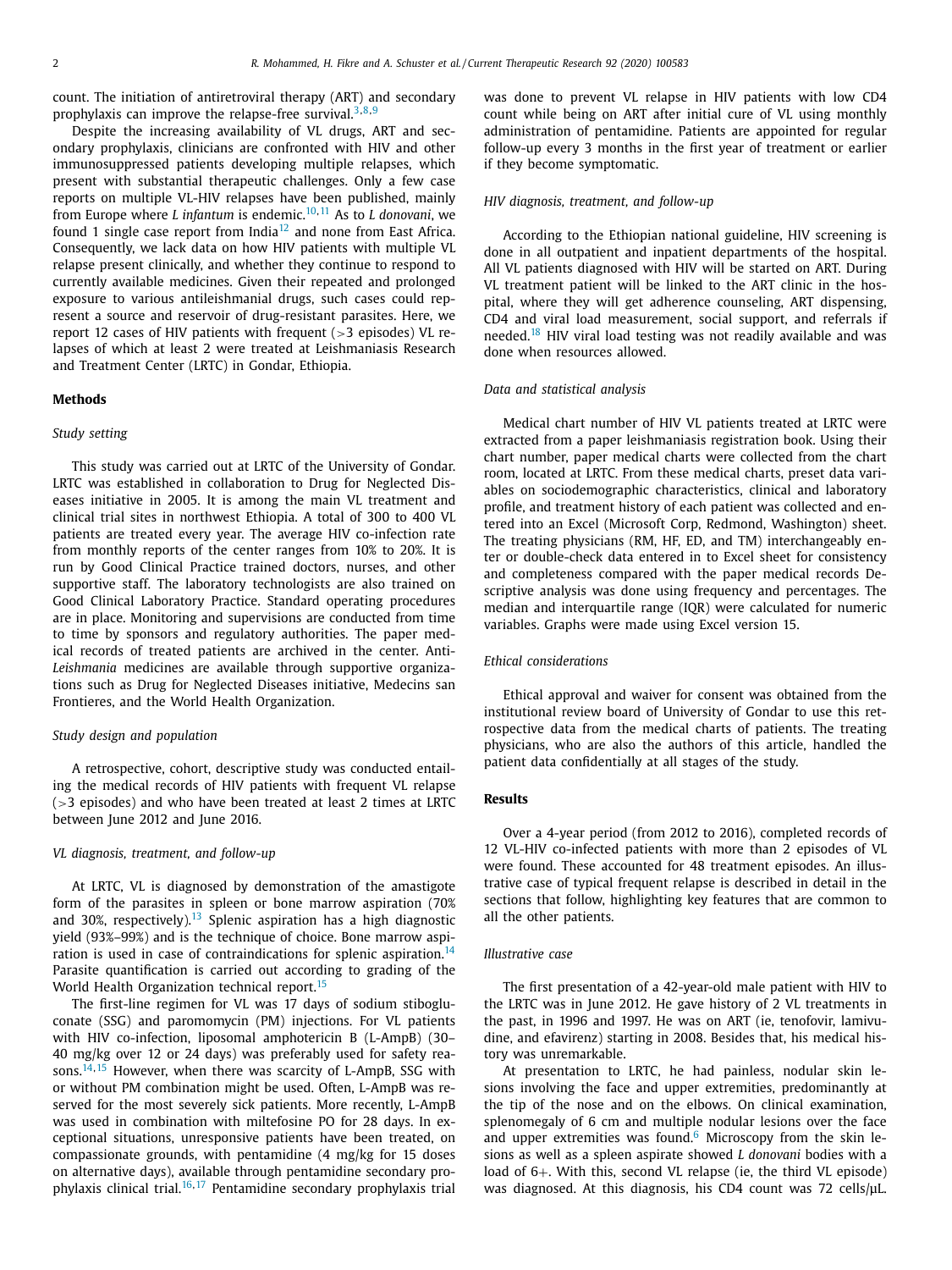count. The initiation of antiretroviral therapy (ART) and secondary prophylaxis can improve the relapse-free survival.[3,8,9]

Despite the increasing availability of VL drugs, ART and secondary prophylaxis, clinicians are confronted with HIV and other immunosuppressed patients developing multiple relapses, which present with substantial therapeutic challenges. Only a few case reports on multiple VL-HIV relapses have been published, mainly from Europe where *L infantum* is endemic.[10,11] As to *L donovani*, we found 1 single case report from India[12] and none from East Africa. Consequently, we lack data on how HIV patients with multiple VL relapse present clinically, and whether they continue to respond to currently available medicines. Given their repeated and prolonged exposure to various antileishmanial drugs, such cases could represent a source and reservoir of drug-resistant parasites. Here, we report 12 cases of HIV patients with frequent (>3 episodes) VL relapses of which at least 2 were treated at Leishmaniasis Research and Treatment Center (LRTC) in Gondar, Ethiopia.

## Methods

### *Study setting*

This study was carried out at LRTC of the University of Gondar. LRTC was established in collaboration to Drug for Neglected Diseases initiative in 2005. It is among the main VL treatment and clinical trial sites in northwest Ethiopia. A total of 300 to 400 VL patients are treated every year. The average HIV co-infection rate from monthly reports of the center ranges from 10% to 20%. It is run by Good Clinical Practice trained doctors, nurses, and other supportive staff. The laboratory technologists are also trained on Good Clinical Laboratory Practice. Standard operating procedures are in place. Monitoring and supervisions are conducted from time to time by sponsors and regulatory authorities. The paper medical records of treated patients are archived in the center. Anti-*Leishmania* medicines are available through supportive organizations such as Drug for Neglected Diseases initiative, Medecins san Frontieres, and the World Health Organization.

### *Study design and population*

A retrospective, cohort, descriptive study was conducted entailing the medical records of HIV patients with frequent VL relapse (>3 episodes) and who have been treated at least 2 times at LRTC between June 2012 and June 2016.

### *VL diagnosis, treatment, and follow-up*

At LRTC, VL is diagnosed by demonstration of the amastigote form of the parasites in spleen or bone marrow aspiration (70% and 30%, respectively).[13] Splenic aspiration has a high diagnostic yield (93%–99%) and is the technique of choice. Bone marrow aspiration is used in case of contraindications for splenic aspiration.[14] Parasite quantification is carried out according to grading of the World Health Organization technical report.[15]

The first-line regimen for VL was 17 days of sodium stibogluconate (SSG) and paromomycin (PM) injections. For VL patients with HIV co-infection, liposomal amphotericin B (L-AmpB) (30–40 mg/kg over 12 or 24 days) was preferably used for safety reasons.[14,15] However, when there was scarcity of L-AmpB, SSG with or without PM combination might be used. Often, L-AmpB was reserved for the most severely sick patients. More recently, L-AmpB was used in combination with miltefosine PO for 28 days. In exceptional situations, unresponsive patients have been treated, on compassionate grounds, with pentamidine (4 mg/kg for 15 doses on alternative days), available through pentamidine secondary prophylaxis clinical trial.[16,17] Pentamidine secondary prophylaxis trial was done to prevent VL relapse in HIV patients with low CD4 count while being on ART after initial cure of VL using monthly administration of pentamidine. Patients are appointed for regular follow-up every 3 months in the first year of treatment or earlier if they become symptomatic.

### *HIV diagnosis, treatment, and follow-up*

According to the Ethiopian national guideline, HIV screening is done in all outpatient and inpatient departments of the hospital. All VL patients diagnosed with HIV will be started on ART. During VL treatment patient will be linked to the ART clinic in the hospital, where they will get adherence counseling, ART dispensing, CD4 and viral load measurement, social support, and referrals if needed.[18] HIV viral load testing was not readily available and was done when resources allowed.

### *Data and statistical analysis*

Medical chart number of HIV VL patients treated at LRTC were extracted from a paper leishmaniasis registration book. Using their chart number, paper medical charts were collected from the chart room, located at LRTC. From these medical charts, preset data variables on sociodemographic characteristics, clinical and laboratory profile, and treatment history of each patient was collected and entered into an Excel (Microsoft Corp, Redmond, Washington) sheet. The treating physicians (RM, HF, ED, and TM) interchangeably enter or double-check data entered in to Excel sheet for consistency and completeness compared with the paper medical records Descriptive analysis was done using frequency and percentages. The median and interquartile range (IQR) were calculated for numeric variables. Graphs were made using Excel version 15.

### *Ethical considerations*

Ethical approval and waiver for consent was obtained from the institutional review board of University of Gondar to use this retrospective data from the medical charts of patients. The treating physicians, who are also the authors of this article, handled the patient data confidentially at all stages of the study.

## Results

Over a 4-year period (from 2012 to 2016), completed records of 12 VL-HIV co-infected patients with more than 2 episodes of VL were found. These accounted for 48 treatment episodes. An illustrative case of typical frequent relapse is described in detail in the sections that follow, highlighting key features that are common to all the other patients.

### *Illustrative case*

The first presentation of a 42-year-old male patient with HIV to the LRTC was in June 2012. He gave history of 2 VL treatments in the past, in 1996 and 1997. He was on ART (ie, tenofovir, lamivudine, and efavirenz) starting in 2008. Besides that, his medical history was unremarkable.

At presentation to LRTC, he had painless, nodular skin lesions involving the face and upper extremities, predominantly at the tip of the nose and on the elbows. On clinical examination, splenomegaly of 6 cm and multiple nodular lesions over the face and upper extremities was found.[6] Microscopy from the skin lesions as well as a spleen aspirate showed *L donovani* bodies with a load of 6+. With this, second VL relapse (ie, the third VL episode) was diagnosed. At this diagnosis, his CD4 count was 72 cells/µL.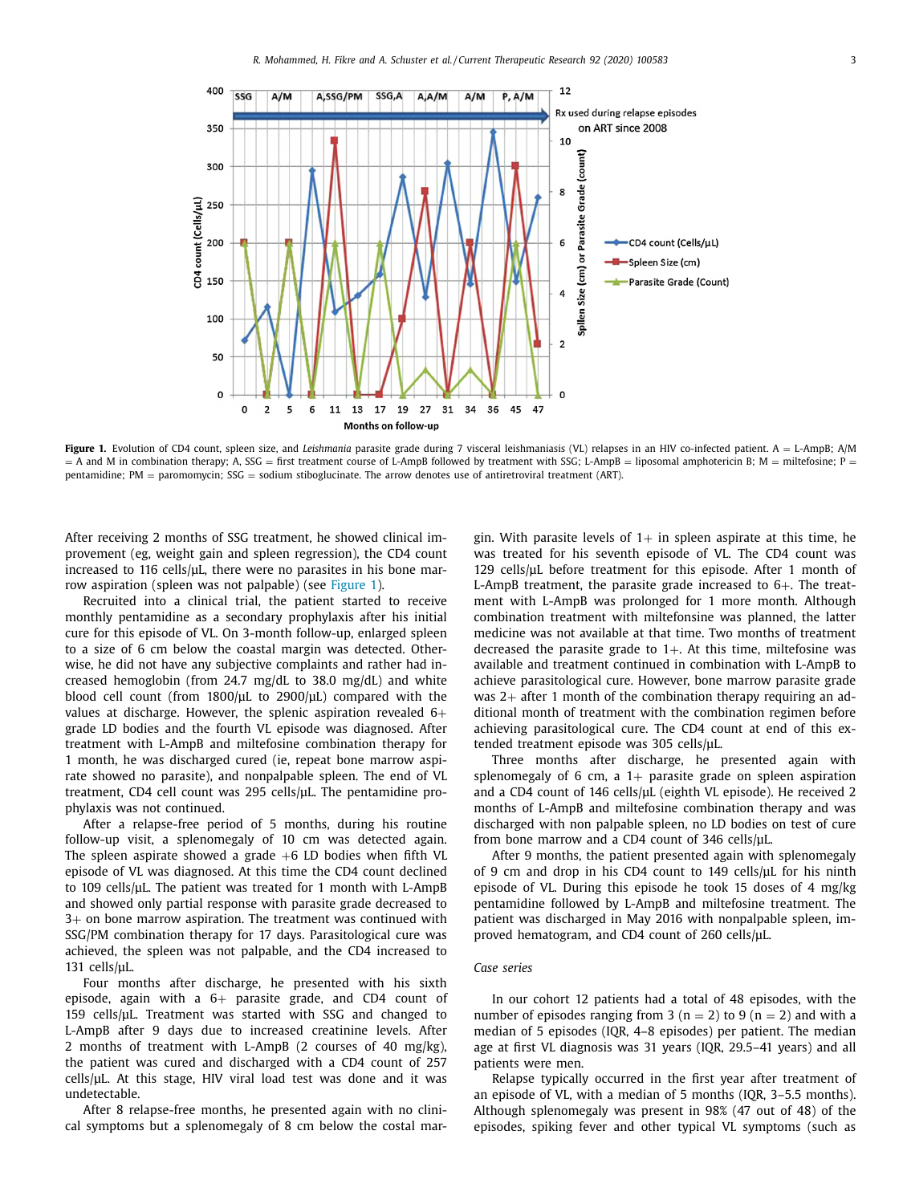**Figure 1.** Evolution of CD4 count, spleen size, and *Leishmania* parasite grade during 7 visceral leishmaniasis (VL) relapses in an HIV co-infected patient. A = L-AmpB; A/M = A and M in combination therapy; A, SSG = first treatment course of L-AmpB followed by treatment with SSG; L-AmpB = liposomal amphotericin B; M = miltefosine; P = pentamidine; PM = paromomycin; SSG = sodium stiboglucinate. The arrow denotes use of antiretroviral treatment (ART).

After receiving 2 months of SSG treatment, he showed clinical improvement (eg, weight gain and spleen regression), the CD4 count increased to 116 cells/µL, there were no parasites in his bone marrow aspiration (spleen was not palpable) (see Figure 1).

Recruited into a clinical trial, the patient started to receive monthly pentamidine as a secondary prophylaxis after his initial cure for this episode of VL. On 3-month follow-up, enlarged spleen to a size of 6 cm below the coastal margin was detected. Otherwise, he did not have any subjective complaints and rather had increased hemoglobin (from 24.7 mg/dL to 38.0 mg/dL) and white blood cell count (from 1800/µL to 2900/µL) compared with the values at discharge. However, the splenic aspiration revealed 6+ grade LD bodies and the fourth VL episode was diagnosed. After treatment with L-AmpB and miltefosine combination therapy for 1 month, he was discharged cured (ie, repeat bone marrow aspirate showed no parasite), and nonpalpable spleen. The end of VL treatment, CD4 cell count was 295 cells/µL. The pentamidine prophylaxis was not continued.

After a relapse-free period of 5 months, during his routine follow-up visit, a splenomegaly of 10 cm was detected again. The spleen aspirate showed a grade +6 LD bodies when fifth VL episode of VL was diagnosed. At this time the CD4 count declined to 109 cells/µL. The patient was treated for 1 month with L-AmpB and showed only partial response with parasite grade decreased to 3+ on bone marrow aspiration. The treatment was continued with SSG/PM combination therapy for 17 days. Parasitological cure was achieved, the spleen was not palpable, and the CD4 increased to 131 cells/µL.

Four months after discharge, he presented with his sixth episode, again with a 6+ parasite grade, and CD4 count of 159 cells/µL. Treatment was started with SSG and changed to L-AmpB after 9 days due to increased creatinine levels. After 2 months of treatment with L-AmpB (2 courses of 40 mg/kg), the patient was cured and discharged with a CD4 count of 257 cells/µL. At this stage, HIV viral load test was done and it was undetectable.

After 8 relapse-free months, he presented again with no clinical symptoms but a splenomegaly of 8 cm below the costal margin. With parasite levels of 1+ in spleen aspirate at this time, he was treated for his seventh episode of VL. The CD4 count was 129 cells/µL before treatment for this episode. After 1 month of L-AmpB treatment, the parasite grade increased to 6+. The treatment with L-AmpB was prolonged for 1 more month. Although combination treatment with miltefonsine was planned, the latter medicine was not available at that time. Two months of treatment decreased the parasite grade to 1+. At this time, miltefosine was available and treatment continued in combination with L-AmpB to achieve parasitological cure. However, bone marrow parasite grade was 2+ after 1 month of the combination therapy requiring an additional month of treatment with the combination regimen before achieving parasitological cure. The CD4 count at end of this extended treatment episode was 305 cells/µL.

Three months after discharge, he presented again with splenomegaly of 6 cm, a 1+ parasite grade on spleen aspiration and a CD4 count of 146 cells/µL (eighth VL episode). He received 2 months of L-AmpB and miltefosine combination therapy and was discharged with non palpable spleen, no LD bodies on test of cure from bone marrow and a CD4 count of 346 cells/µL.

After 9 months, the patient presented again with splenomegaly of 9 cm and drop in his CD4 count to 149 cells/µL for his ninth episode of VL. During this episode he took 15 doses of 4 mg/kg pentamidine followed by L-AmpB and miltefosine treatment. The patient was discharged in May 2016 with nonpalpable spleen, improved hematogram, and CD4 count of 260 cells/µL.

### *Case series*

In our cohort 12 patients had a total of 48 episodes, with the number of episodes ranging from 3 (n = 2) to 9 (n = 2) and with a median of 5 episodes (IQR, 4–8 episodes) per patient. The median age at first VL diagnosis was 31 years (IQR, 29.5–41 years) and all patients were men.

Relapse typically occurred in the first year after treatment of an episode of VL, with a median of 5 months (IQR, 3–5.5 months). Although splenomegaly was present in 98% (47 out of 48) of the episodes, spiking fever and other typical VL symptoms (such as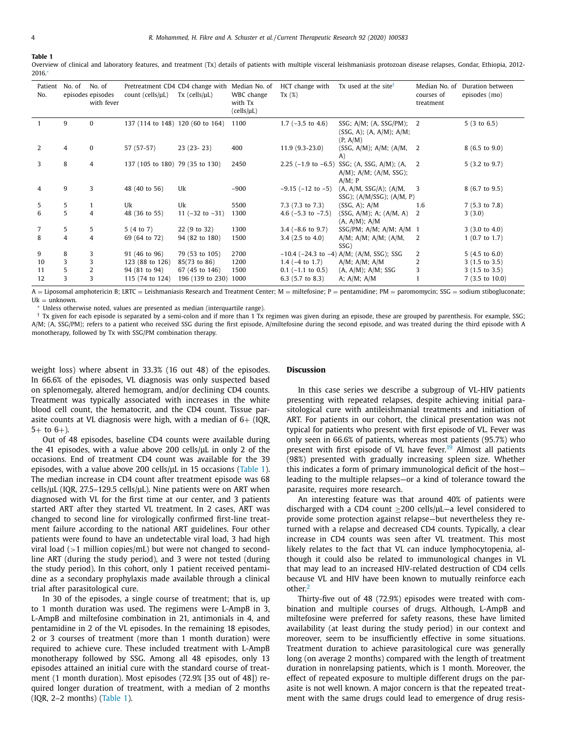**Table 1**

Overview of clinical and laboratory features, and treatment (Tx) details of patients with multiple visceral leishmaniasis protozoan disease relapses, Gondar, Ethiopia, 2012-2016.*

| Patient No. | No. of episodes | No. of episodes with fever | Pretreatment CD4 count (cells/μL) | CD4 change with Tx (cells/μL) | Median No. of WBC change with Tx (cells/μL) | HCT change with Tx (%) | Tx used at the site† | Median No. of courses of treatment | Duration between episodes (mo) |
|---|---|---|---|---|---|---|---|---|---|
| 1 | 9 | 0 | 137 (114 to 148) | 120 (60 to 164) | 1100 | 1.7 (−3.5 to 4.6) | SSG; A/M; (A, SSG/PM); (SSG, A); (A, A/M); A/M; (P, A/M) | 2 | 5 (3 to 6.5) |
| 2 | 4 | 0 | 57 (57-57) | 23 (23- 23) | 400 | 11.9 (9.3-23.0) | (SSG, A/M); A/M; (A/M, A) | 2 | 8 (6.5 to 9.0) |
| 3 | 8 | 4 | 137 (105 to 180) | 79 (35 to 130) | 2450 | 2.25 (−1.9 to −6.5) | SSG; (A, SSG, A/M); (A, A/M); A/M; (A/M, SSG); A/M; P | 2 | 5 (3.2 to 9.7) |
| 4 | 9 | 3 | 48 (40 to 56) | Uk | −900 | −9.15 (−12 to −5) | (A, A/M, SSG/A); (A/M, SSG); (A/M/SSG); (A/M, P) | 3 | 8 (6.7 to 9.5) |
| 5 | 5 | 1 | Uk | Uk | 5500 | 7.3 (7.3 to 7.3) | (SSG, A); A/M | 1.6 | 7 (5.3 to 7.8) |
| 6 | 5 | 4 | 48 (36 to 55) | 11 (−32 to −31) | 1300 | 4.6 (−5.3 to −7.5) | (SSG, A/M); A; (A/M, A) (A, A/M); A/M | 2 | 3 (3.0) |
| 7 | 5 | 5 | 5 (4 to 7) | 22 (9 to 32) | 1300 | 3.4 (−8.6 to 9.7) | SSG/PM; A/M; A/M; A/M | 1 | 3 (3.0 to 4.0) |
| 8 | 4 | 4 | 69 (64 to 72) | 94 (82 to 180) | 1500 | 3.4 (2.5 to 4.0) | A/M; A/M; A/M; (A/M, SSG) | 2 | 1 (0.7 to 1.7) |
| 9 | 8 | 3 | 91 (46 to 96) | 79 (53 to 105) | 2700 | −10.4 (−24.3 to −4) | A/M; (A/M, SSG); SSG | 2 | 5 (4.5 to 6.0) |
| 10 | 3 | 3 | 123 (88 to 126) | 85(73 to 86) | 1200 | 1.4 (−4 to 1.7) | A/M; A/M; A/M | 2 | 3 (1.5 to 3.5) |
| 11 | 5 | 2 | 94 (81 to 94) | 67 (45 to 146) | 1500 | 0.1 (−1.1 to 0.5) | (A, A/M); A/M; SSG | 3 | 3 (1.5 to 3.5) |
| 12 | 3 | 3 | 115 (74 to 124) | 196 (139 to 230) | 1000 | 6.3 (5.7 to 8.3) | A; A/M; A/M | 1 | 7 (3.5 to 10.0) |

A = Liposomal amphotericin B; LRTC = Leishmaniasis Research and Treatment Center; M = miltefosine; P = pentamidine; PM = paromomycin; SSG = sodium stibogluconate; Uk = unknown.

* Unless otherwise noted, values are presented as median (interquartile range).

† Tx given for each episode is separated by a semi-colon and if more than 1 Tx regimen was given during an episode, these are grouped by parenthesis. For example, SSG; A/M; (A, SSG/PM); refers to a patient who received SSG during the first episode, A/miltefosine during the second episode, and was treated during the third episode with A monotherapy, followed by Tx with SSG/PM combination therapy.

weight loss) where absent in 33.3% (16 out 48) of the episodes. In 66.6% of the episodes, VL diagnosis was only suspected based on splenomegaly, altered hemogram, and/or declining CD4 counts. Treatment was typically associated with increases in the white blood cell count, the hematocrit, and the CD4 count. Tissue parasite counts at VL diagnosis were high, with a median of 6+ (IQR, 5+ to 6+).

Out of 48 episodes, baseline CD4 counts were available during the 41 episodes, with a value above 200 cells/μL in only 2 of the occasions. End of treatment CD4 count was available for the 39 episodes, with a value above 200 cells/μL in 15 occasions (Table 1). The median increase in CD4 count after treatment episode was 68 cells/μL (IQR, 27.5–129.5 cells/μL). Nine patients were on ART when diagnosed with VL for the first time at our center, and 3 patients started ART after they started VL treatment. In 2 cases, ART was changed to second line for virologically confirmed first-line treatment failure according to the national ART guidelines. Four other patients were found to have an undetectable viral load, 3 had high viral load (>1 million copies/mL) but were not changed to second-line ART (during the study period), and 3 were not tested (during the study period). In this cohort, only 1 patient received pentamidine as a secondary prophylaxis made available through a clinical trial after parasitological cure.

In 30 of the episodes, a single course of treatment; that is, up to 1 month duration was used. The regimens were L-AmpB in 3, L-AmpB and miltefosine combination in 21, antimonials in 4, and pentamidine in 2 of the VL episodes. In the remaining 18 episodes, 2 or 3 courses of treatment (more than 1 month duration) were required to achieve cure. These included treatment with L-AmpB monotherapy followed by SSG. Among all 48 episodes, only 13 episodes attained an initial cure with the standard course of treatment (1 month duration). Most episodes (72.9% [35 out of 48]) required longer duration of treatment, with a median of 2 months (IQR, 2–2 months) (Table 1).

## Discussion

In this case series we describe a subgroup of VL-HIV patients presenting with repeated relapses, despite achieving initial parasitological cure with antileishmanial treatments and initiation of ART. For patients in our cohort, the clinical presentation was not typical for patients who present with first episode of VL. Fever was only seen in 66.6% of patients, whereas most patients (95.7%) who present with first episode of VL have fever.[19] Almost all patients (98%) presented with gradually increasing spleen size. Whether this indicates a form of primary immunological deficit of the host—leading to the multiple relapses—or a kind of tolerance toward the parasite, requires more research.

An interesting feature was that around 40% of patients were discharged with a CD4 count ≥200 cells/μL—a level considered to provide some protection against relapse—but nevertheless they returned with a relapse and decreased CD4 counts. Typically, a clear increase in CD4 counts was seen after VL treatment. This most likely relates to the fact that VL can induce lymphocytopenia, although it could also be related to immunological changes in VL that may lead to an increased HIV-related destruction of CD4 cells because VL and HIV have been known to mutually reinforce each other.[2]

Thirty-five out of 48 (72.9%) episodes were treated with combination and multiple courses of drugs. Although, L-AmpB and miltefosine were preferred for safety reasons, these have limited availability (at least during the study period) in our context and moreover, seem to be insufficiently effective in some situations. Treatment duration to achieve parasitological cure was generally long (on average 2 months) compared with the length of treatment duration in nonrelapsing patients, which is 1 month. Moreover, the effect of repeated exposure to multiple different drugs on the parasite is not well known. A major concern is that the repeated treatment with the same drugs could lead to emergence of drug resis-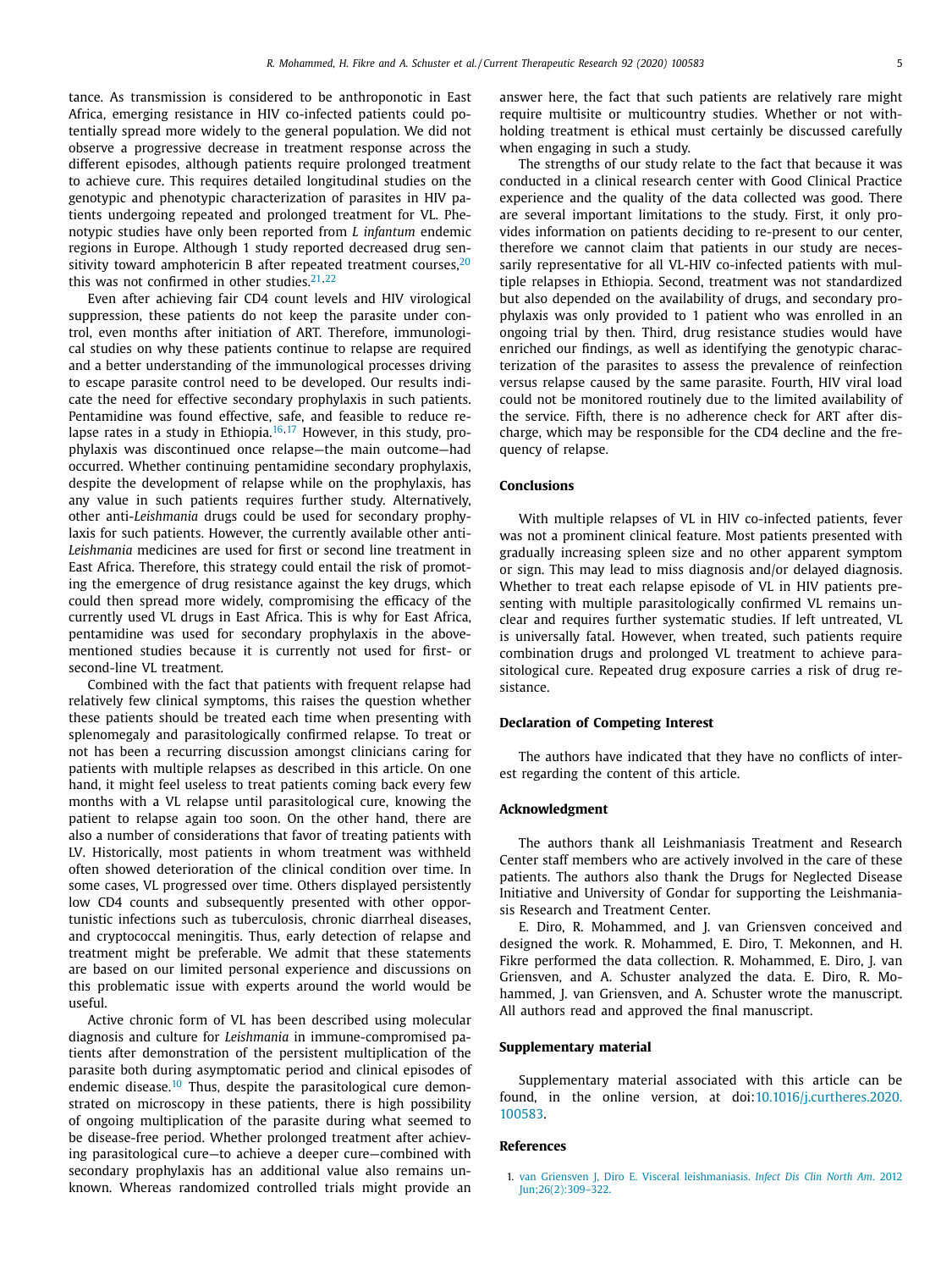tance. As transmission is considered to be anthroponotic in East Africa, emerging resistance in HIV co-infected patients could potentially spread more widely to the general population. We did not observe a progressive decrease in treatment response across the different episodes, although patients require prolonged treatment to achieve cure. This requires detailed longitudinal studies on the genotypic and phenotypic characterization of parasites in HIV patients undergoing repeated and prolonged treatment for VL. Phenotypic studies have only been reported from *L infantum* endemic regions in Europe. Although 1 study reported decreased drug sensitivity toward amphotericin B after repeated treatment courses,[20] this was not confirmed in other studies.[21,22]

Even after achieving fair CD4 count levels and HIV virological suppression, these patients do not keep the parasite under control, even months after initiation of ART. Therefore, immunological studies on why these patients continue to relapse are required and a better understanding of the immunological processes driving to escape parasite control need to be developed. Our results indicate the need for effective secondary prophylaxis in such patients. Pentamidine was found effective, safe, and feasible to reduce relapse rates in a study in Ethiopia.[16,17] However, in this study, prophylaxis was discontinued once relapse—the main outcome—had occurred. Whether continuing pentamidine secondary prophylaxis, despite the development of relapse while on the prophylaxis, has any value in such patients requires further study. Alternatively, other anti-*Leishmania* drugs could be used for secondary prophylaxis for such patients. However, the currently available other anti-*Leishmania* medicines are used for first or second line treatment in East Africa. Therefore, this strategy could entail the risk of promoting the emergence of drug resistance against the key drugs, which could then spread more widely, compromising the efficacy of the currently used VL drugs in East Africa. This is why for East Africa, pentamidine was used for secondary prophylaxis in the above-mentioned studies because it is currently not used for first- or second-line VL treatment.

Combined with the fact that patients with frequent relapse had relatively few clinical symptoms, this raises the question whether these patients should be treated each time when presenting with splenomegaly and parasitologically confirmed relapse. To treat or not has been a recurring discussion amongst clinicians caring for patients with multiple relapses as described in this article. On one hand, it might feel useless to treat patients coming back every few months with a VL relapse until parasitological cure, knowing the patient to relapse again too soon. On the other hand, there are also a number of considerations that favor of treating patients with LV. Historically, most patients in whom treatment was withheld often showed deterioration of the clinical condition over time. In some cases, VL progressed over time. Others displayed persistently low CD4 counts and subsequently presented with other opportunistic infections such as tuberculosis, chronic diarrheal diseases, and cryptococcal meningitis. Thus, early detection of relapse and treatment might be preferable. We admit that these statements are based on our limited personal experience and discussions on this problematic issue with experts around the world would be useful.

Active chronic form of VL has been described using molecular diagnosis and culture for *Leishmania* in immune-compromised patients after demonstration of the persistent multiplication of the parasite both during asymptomatic period and clinical episodes of endemic disease.[10] Thus, despite the parasitological cure demonstrated on microscopy in these patients, there is high possibility of ongoing multiplication of the parasite during what seemed to be disease-free period. Whether prolonged treatment after achieving parasitological cure—to achieve a deeper cure—combined with secondary prophylaxis has an additional value also remains unknown. Whereas randomized controlled trials might provide an answer here, the fact that such patients are relatively rare might require multisite or multicountry studies. Whether or not withholding treatment is ethical must certainly be discussed carefully when engaging in such a study.

The strengths of our study relate to the fact that because it was conducted in a clinical research center with Good Clinical Practice experience and the quality of the data collected was good. There are several important limitations to the study. First, it only provides information on patients deciding to re-present to our center, therefore we cannot claim that patients in our study are necessarily representative for all VL-HIV co-infected patients with multiple relapses in Ethiopia. Second, treatment was not standardized but also depended on the availability of drugs, and secondary prophylaxis was only provided to 1 patient who was enrolled in an ongoing trial by then. Third, drug resistance studies would have enriched our findings, as well as identifying the genotypic characterization of the parasites to assess the prevalence of reinfection versus relapse caused by the same parasite. Fourth, HIV viral load could not be monitored routinely due to the limited availability of the service. Fifth, there is no adherence check for ART after discharge, which may be responsible for the CD4 decline and the frequency of relapse.

## Conclusions

With multiple relapses of VL in HIV co-infected patients, fever was not a prominent clinical feature. Most patients presented with gradually increasing spleen size and no other apparent symptom or sign. This may lead to miss diagnosis and/or delayed diagnosis. Whether to treat each relapse episode of VL in HIV patients presenting with multiple parasitologically confirmed VL remains unclear and requires further systematic studies. If left untreated, VL is universally fatal. However, when treated, such patients require combination drugs and prolonged VL treatment to achieve parasitological cure. Repeated drug exposure carries a risk of drug resistance.

## Declaration of Competing Interest

The authors have indicated that they have no conflicts of interest regarding the content of this article.

## Acknowledgment

The authors thank all Leishmaniasis Treatment and Research Center staff members who are actively involved in the care of these patients. The authors also thank the Drugs for Neglected Disease Initiative and University of Gondar for supporting the Leishmaniasis Research and Treatment Center.

E. Diro, R. Mohammed, and J. van Griensven conceived and designed the work. R. Mohammed, E. Diro, T. Mekonnen, and H. Fikre performed the data collection. R. Mohammed, E. Diro, J. van Griensven, and A. Schuster analyzed the data. E. Diro, R. Mohammed, J. van Griensven, and A. Schuster wrote the manuscript. All authors read and approved the final manuscript.

## Supplementary material

Supplementary material associated with this article can be found, in the online version, at doi:10.1016/j.curtheres.2020.100583.

## References

1. van Griensven J, Diro E. Visceral leishmaniasis. *Infect Dis Clin North Am*. 2012 Jun;26(2):309–322.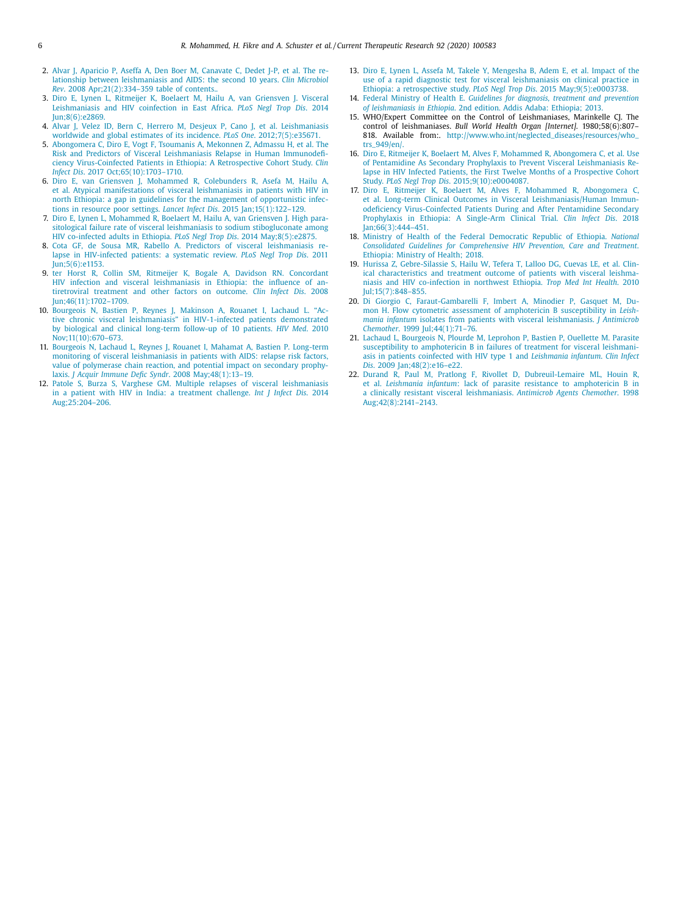2. Alvar J, Aparicio P, Aseffa A, Den Boer M, Canavate C, Dedet J-P, et al. The relationship between leishmaniasis and AIDS: the second 10 years. *Clin Microbiol Rev*. 2008 Apr;21(2):334–359 table of contents..
3. Diro E, Lynen L, Ritmeijer K, Boelaert M, Hailu A, van Griensven J. Visceral Leishmaniasis and HIV coinfection in East Africa. *PLoS Negl Trop Dis*. 2014 Jun;8(6):e2869.
4. Alvar J, Velez ID, Bern C, Herrero M, Desjeux P, Cano J, et al. Leishmaniasis worldwide and global estimates of its incidence. *PLoS One*. 2012;7(5):e35671.
5. Abongomera C, Diro E, Vogt F, Tsoumanis A, Mekonnen Z, Admassu H, et al. The Risk and Predictors of Visceral Leishmaniasis Relapse in Human Immunodeficiency Virus-Coinfected Patients in Ethiopia: A Retrospective Cohort Study. *Clin Infect Dis*. 2017 Oct;65(10):1703–1710.
6. Diro E, van Griensven J, Mohammed R, Colebunders R, Asefa M, Hailu A, et al. Atypical manifestations of visceral leishmaniasis in patients with HIV in north Ethiopia: a gap in guidelines for the management of opportunistic infections in resource poor settings. *Lancet Infect Dis*. 2015 Jan;15(1):122–129.
7. Diro E, Lynen L, Mohammed R, Boelaert M, Hailu A, van Griensven J. High parasitological failure rate of visceral leishmaniasis to sodium stibogluconate among HIV co-infected adults in Ethiopia. *PLoS Negl Trop Dis*. 2014 May;8(5):e2875.
8. Cota GF, de Sousa MR, Rabello A. Predictors of visceral leishmaniasis relapse in HIV-infected patients: a systematic review. *PLoS Negl Trop Dis*. 2011 Jun;5(6):e1153.
9. ter Horst R, Collin SM, Ritmeijer K, Bogale A, Davidson RN. Concordant HIV infection and visceral leishmaniasis in Ethiopia: the influence of antiretroviral treatment and other factors on outcome. *Clin Infect Dis*. 2008 Jun;46(11):1702–1709.
10. Bourgeois N, Bastien P, Reynes J, Makinson A, Rouanet I, Lachaud L. "Active chronic visceral leishmaniasis" in HIV-1-infected patients demonstrated by biological and clinical long-term follow-up of 10 patients. *HIV Med*. 2010 Nov;11(10):670–673.
11. Bourgeois N, Lachaud L, Reynes J, Rouanet I, Mahamat A, Bastien P. Long-term monitoring of visceral leishmaniasis in patients with AIDS: relapse risk factors, value of polymerase chain reaction, and potential impact on secondary prophylaxis. *J Acquir Immune Defic Syndr*. 2008 May;48(1):13–19.
12. Patole S, Burza S, Varghese GM. Multiple relapses of visceral leishmaniasis in a patient with HIV in India: a treatment challenge. *Int J Infect Dis*. 2014 Aug;25:204–206.
13. Diro E, Lynen L, Assefa M, Takele Y, Mengesha B, Adem E, et al. Impact of the use of a rapid diagnostic test for visceral leishmaniasis on clinical practice in Ethiopia: a retrospective study. *PLoS Negl Trop Dis*. 2015 May;9(5):e0003738.
14. Federal Ministry of Health E. *Guidelines for diagnosis, treatment and prevention of leishmaniasis in Ethiopia*. 2nd edition. Addis Adaba: Ethiopia; 2013.
15. WHO/Expert Committee on the Control of Leishmaniases, Marinkelle CJ. The control of leishmaniases. *Bull World Health Organ [Internet]*. 1980;58(6):807–818. Available from:. http://www.who.int/neglected_diseases/resources/who_trs_949/en/.
16. Diro E, Ritmeijer K, Boelaert M, Alves F, Mohammed R, Abongomera C, et al. Use of Pentamidine As Secondary Prophylaxis to Prevent Visceral Leishmaniasis Relapse in HIV Infected Patients, the First Twelve Months of a Prospective Cohort Study. *PLoS Negl Trop Dis*. 2015;9(10):e0004087.
17. Diro E, Ritmeijer K, Boelaert M, Alves F, Mohammed R, Abongomera C, et al. Long-term Clinical Outcomes in Visceral Leishmaniasis/Human Immunodeficiency Virus-Coinfected Patients During and After Pentamidine Secondary Prophylaxis in Ethiopia: A Single-Arm Clinical Trial. *Clin Infect Dis*. 2018 Jan;66(3):444–451.
18. Ministry of Health of the Federal Democratic Republic of Ethiopia. *National Consolidated Guidelines for Comprehensive HIV Prevention, Care and Treatment*. Ethiopia: Ministry of Health; 2018.
19. Hurissa Z, Gebre-Silassie S, Hailu W, Tefera T, Lalloo DG, Cuevas LE, et al. Clinical characteristics and treatment outcome of patients with visceral leishmaniasis and HIV co-infection in northwest Ethiopia. *Trop Med Int Health*. 2010 Jul;15(7):848–855.
20. Di Giorgio C, Faraut-Gambarelli F, Imbert A, Minodier P, Gasquet M, Dumon H. Flow cytometric assessment of amphotericin B susceptibility in *Leishmania infantum* isolates from patients with visceral leishmaniasis. *J Antimicrob Chemother*. 1999 Jul;44(1):71–76.
21. Lachaud L, Bourgeois N, Plourde M, Leprohon P, Bastien P, Ouellette M. Parasite susceptibility to amphotericin B in failures of treatment for visceral leishmaniasis in patients coinfected with HIV type 1 and *Leishmania infantum*. *Clin Infect Dis*. 2009 Jan;48(2):e16–e22.
22. Durand R, Paul M, Pratlong F, Rivollet D, Dubreuil-Lemaire ML, Houin R, et al. *Leishmania infantum*: lack of parasite resistance to amphotericin B in a clinically resistant visceral leishmaniasis. *Antimicrob Agents Chemother*. 1998 Aug;42(8):2141–2143.